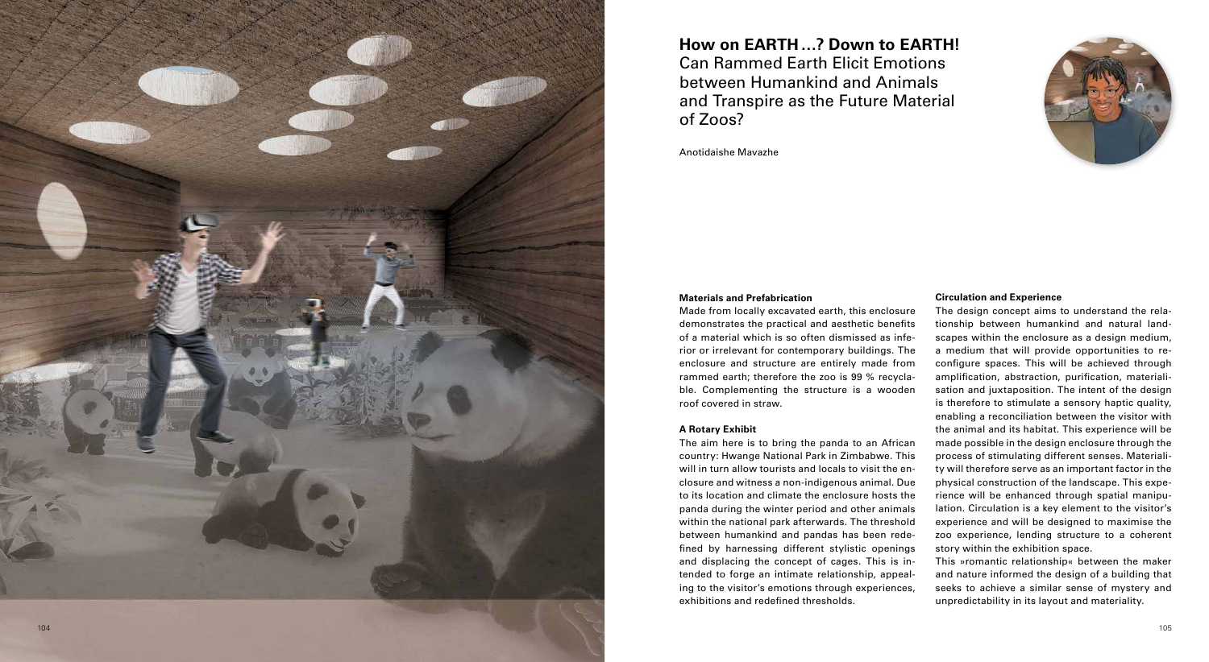# How on EARTH ...? Down to EARTH!

## Can Rammed Earth Elicit Emotions between Humankind and Animals and Transpire as the Future Material of Zoos?

Anotidaishe Mavazhe

### Materials and Prefabrication

Made from locally excavated earth, this enclosure demonstrates the practical and aesthetic benefits of a material which is so often dismissed as inferior or irrelevant for contemporary buildings. The enclosure and structure are entirely made from rammed earth; therefore the zoo is 99 % recyclable. Complementing the structure is a wooden roof covered in straw.

### A Rotary Exhibit

The aim here is to bring the panda to an African country: Hwange National Park in Zimbabwe. This will in turn allow tourists and locals to visit the enclosure and witness a non-indigenous animal. Due to its location and climate the enclosure hosts the panda during the winter period and other animals within the national park afterwards. The threshold between humankind and pandas has been redefined by harnessing different stylistic openings and displacing the concept of cages. This is intended to forge an intimate relationship, appealing to the visitor's emotions through experiences, exhibitions and redefined thresholds.

### Circulation and Experience

The design concept aims to understand the relationship between humankind and natural landscapes within the enclosure as a design medium, a medium that will provide opportunities to reconfigure spaces. This will be achieved through amplification, abstraction, purification, materialisation and juxtaposition. The intent of the design is therefore to stimulate a sensory haptic quality, enabling a reconciliation between the visitor with the animal and its habitat. This experience will be made possible in the design enclosure through the process of stimulating different senses. Materiality will therefore serve as an important factor in the physical construction of the landscape. This experience will be enhanced through spatial manipulation. Circulation is a key element to the visitor's experience and will be designed to maximise the zoo experience, lending structure to a coherent story within the exhibition space.

This »romantic relationship« between the maker and nature informed the design of a building that seeks to achieve a similar sense of mystery and unpredictability in its layout and materiality.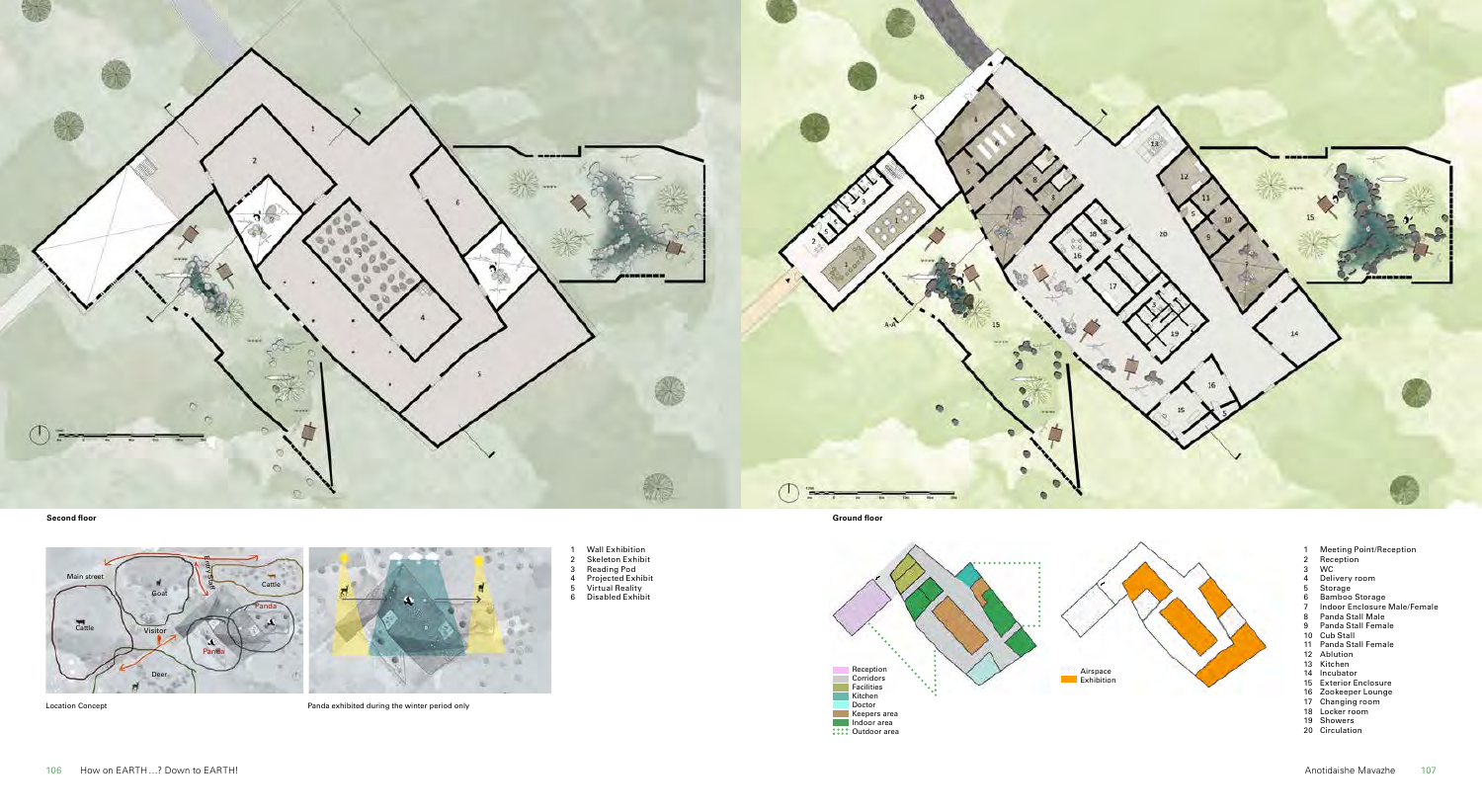**Second floor**

**Ground floor**

Location Concept

Panda exhibited during the winter period only

1 Wall Exhibition
2 Skeleton Exhibit
3 Reading Pod
4 Projected Exhibit
5 Virtual Reality
6 Disabled Exhibit

Reception
Corridors
Facilities
Kitchen
Doctor
Keepers area
Indoor area
Outdoor area

Airspace
Exhibition

1 Meeting Point/Reception
2 Reception
3 WC
4 Delivery room
5 Storage
6 Bamboo Storage
7 Indoor Enclosure Male/Female
8 Panda Stall Male
9 Panda Stall Female
10 Cub Stall
11 Panda Stall Female
12 Ablution
13 Kitchen
14 Incubator
15 Exterior Enclosure
16 Zookeeper Lounge
17 Changing room
18 Locker room
19 Showers
20 Circulation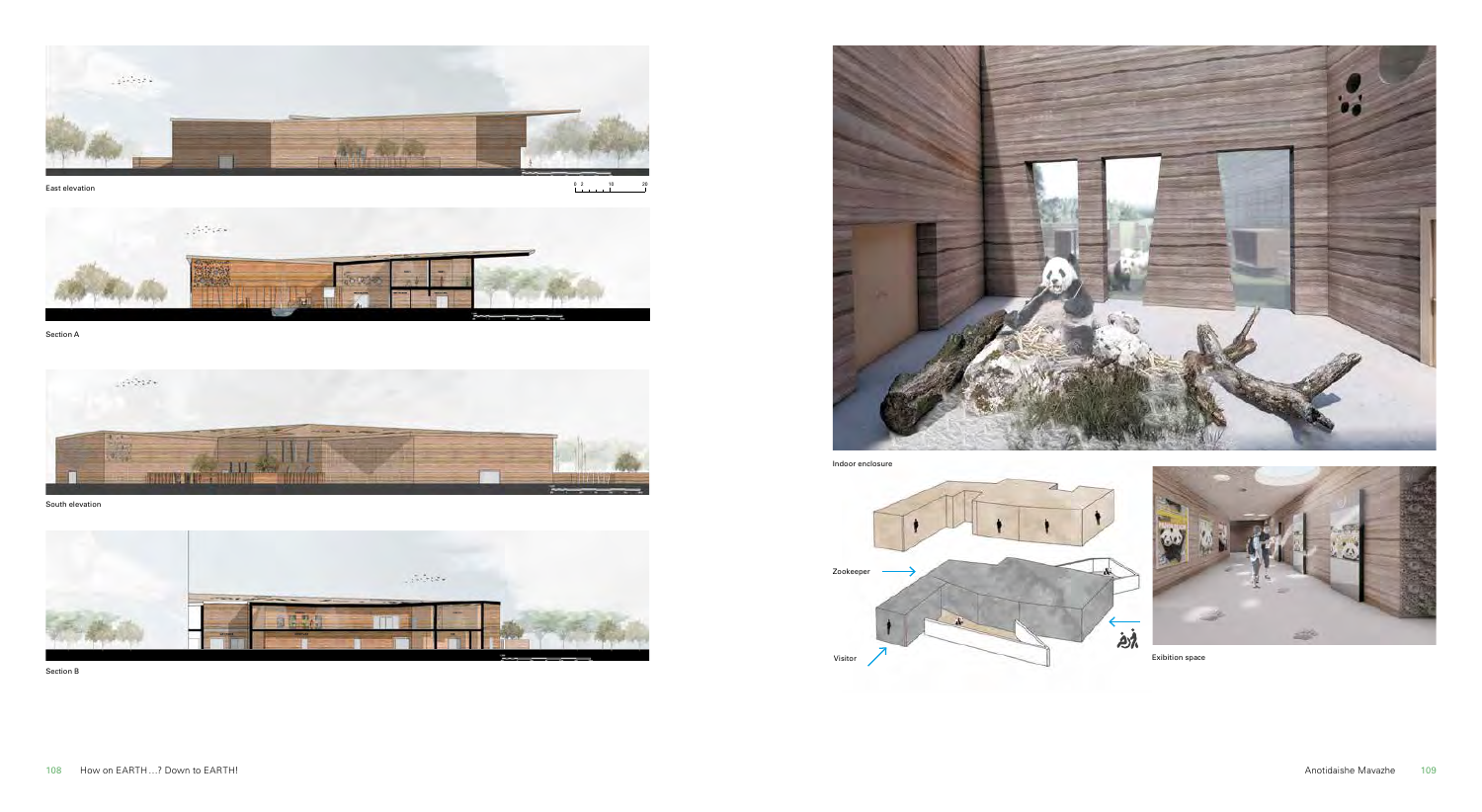East elevation

0 2 10 20

Section A

South elevation

Section B

Indoor enclosure

Zookeeper

Visitor

Exibition space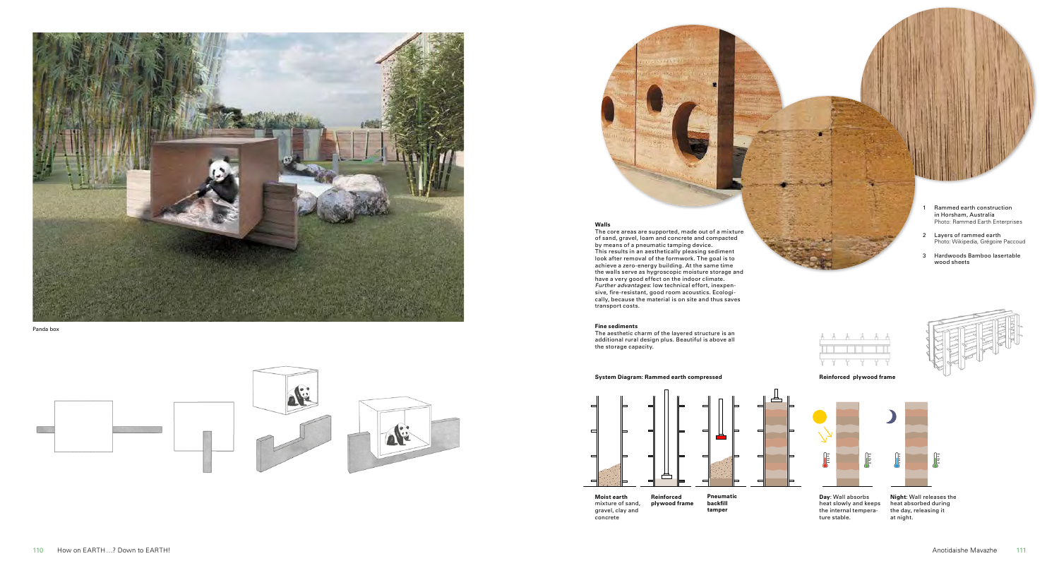Panda box

### Walls

The core areas are supported, made out of a mixture of sand, gravel, loam and concrete and compacted by means of a pneumatic tamping device. This results in an aesthetically pleasing sediment look after removal of the formwork. The goal is to achieve a zero-energy building. At the same time the walls serve as hygroscopic moisture storage and have a very good effect on the indoor climate. *Further advantages*: low technical effort, inexpensive, fire-resistant, good room acoustics. Ecologically, because the material is on site and thus saves transport costs.

### Fine sediments

The aesthetic charm of the layered structure is an additional rural design plus. Beautiful is above all the storage capacity.

1 Rammed earth construction in Horsham, Australia
Photo: Rammed Earth Enterprises

2 Layers of rammed earth
Photo: Wikipedia, Grégoire Paccoud

3 Hardwoods Bamboo lasertable wood sheets

**Reinforced plywood frame**

**System Diagram: Rammed earth compressed**

**Moist earth** mixture of sand, gravel, clay and concrete

**Reinforced plywood frame**

**Pneumatic backfill tamper**

**Day**: Wall absorbs heat slowly and keeps the internal temperature stable.

**Night**: Wall releases the heat absorbed during the day, releasing it at night.